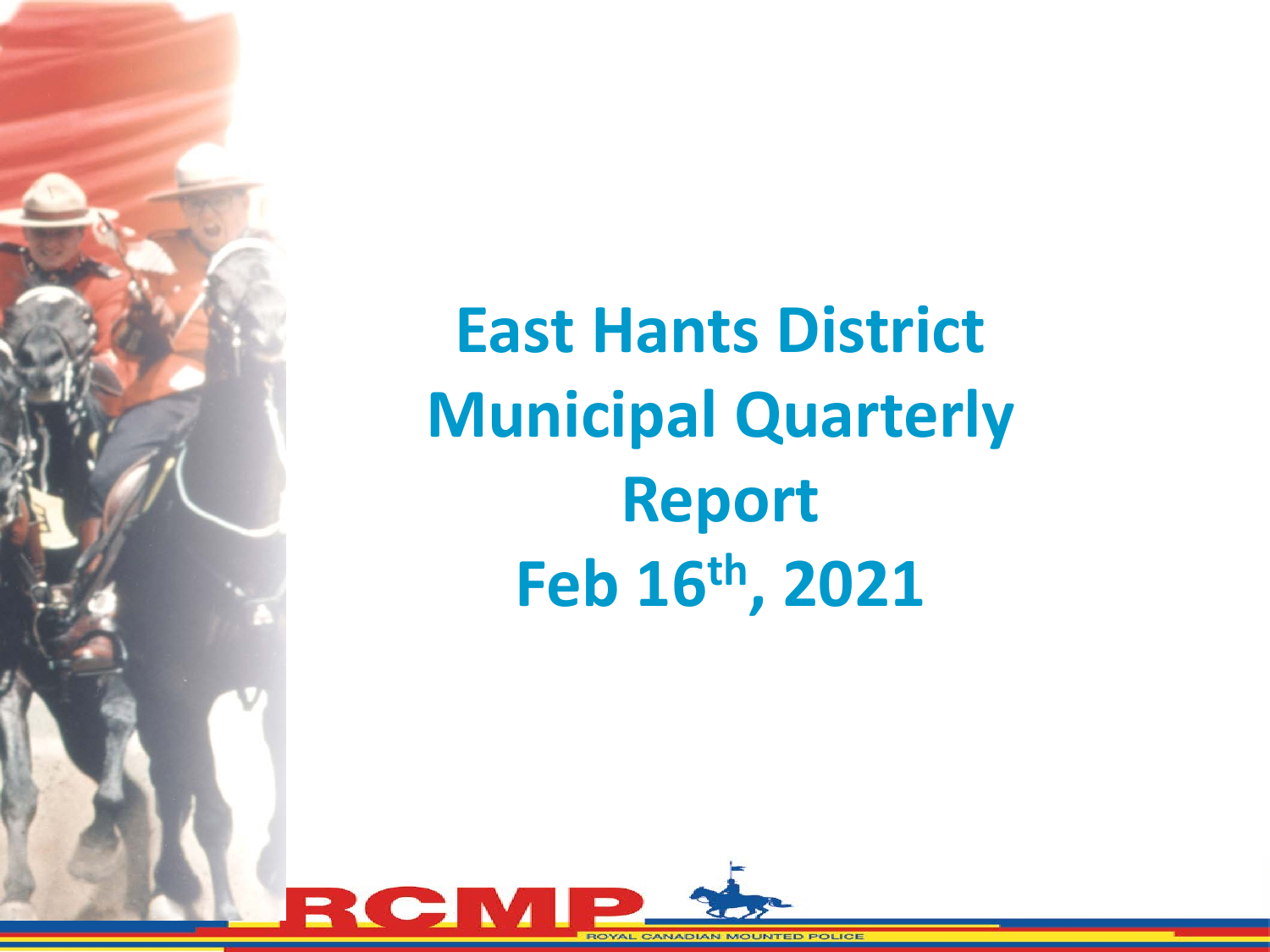# East Hants District Municipal Quarterly Report

## Feb 16th, 2021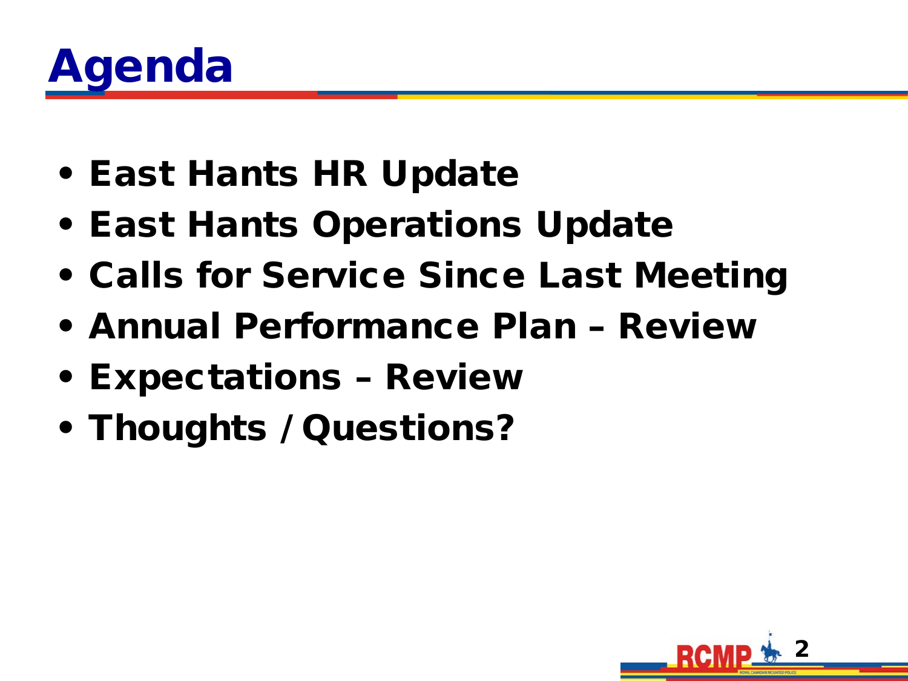# Agenda

- East Hants HR Update
- East Hants Operations Update
- Calls for Service Since Last Meeting
- Annual Performance Plan – Review
- Expectations – Review
- Thoughts / Questions?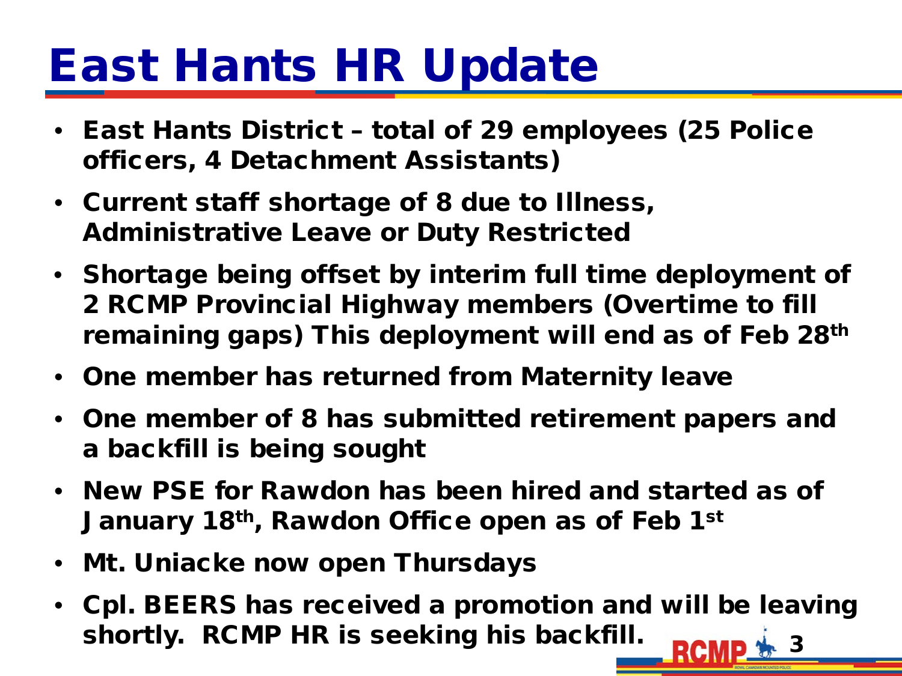# East Hants HR Update

- East Hants District – total of 29 employees (25 Police officers, 4 Detachment Assistants)
- Current staff shortage of 8 due to Illness, Administrative Leave or Duty Restricted
- Shortage being offset by interim full time deployment of 2 RCMP Provincial Highway members (Overtime to fill remaining gaps) This deployment will end as of Feb 28th
- One member has returned from Maternity leave
- One member of 8 has submitted retirement papers and a backfill is being sought
- New PSE for Rawdon has been hired and started as of January 18th, Rawdon Office open as of Feb 1st
- Mt. Uniacke now open Thursdays
- Cpl. BEERS has received a promotion and will be leaving shortly. RCMP HR is seeking his backfill.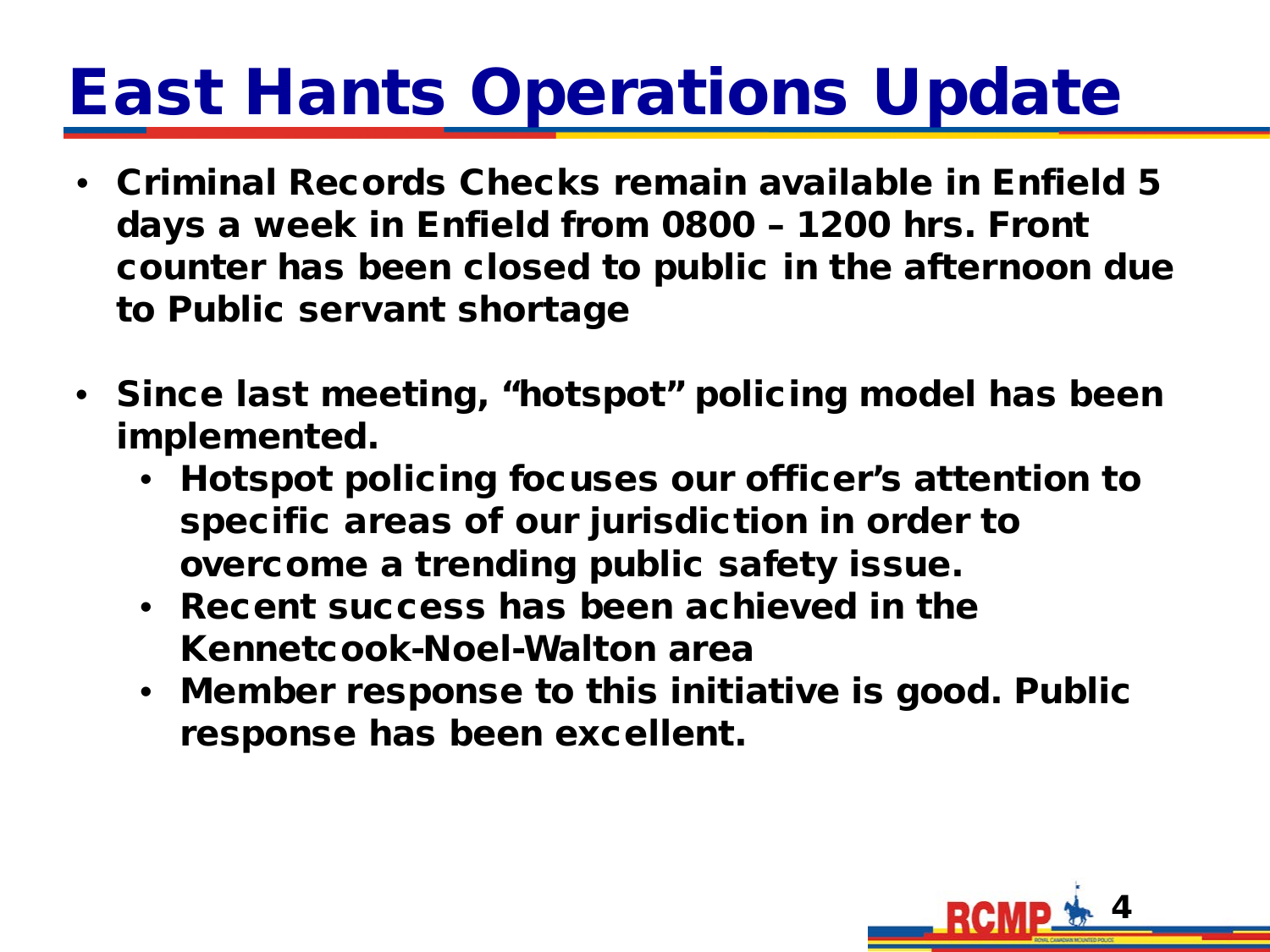# East Hants Operations Update

- Criminal Records Checks remain available in Enfield 5 days a week in Enfield from 0800 – 1200 hrs. Front counter has been closed to public in the afternoon due to Public servant shortage

- Since last meeting, "hotspot" policing model has been implemented.
  - Hotspot policing focuses our officer's attention to specific areas of our jurisdiction in order to overcome a trending public safety issue.
  - Recent success has been achieved in the Kennetcook-Noel-Walton area
  - Member response to this initiative is good. Public response has been excellent.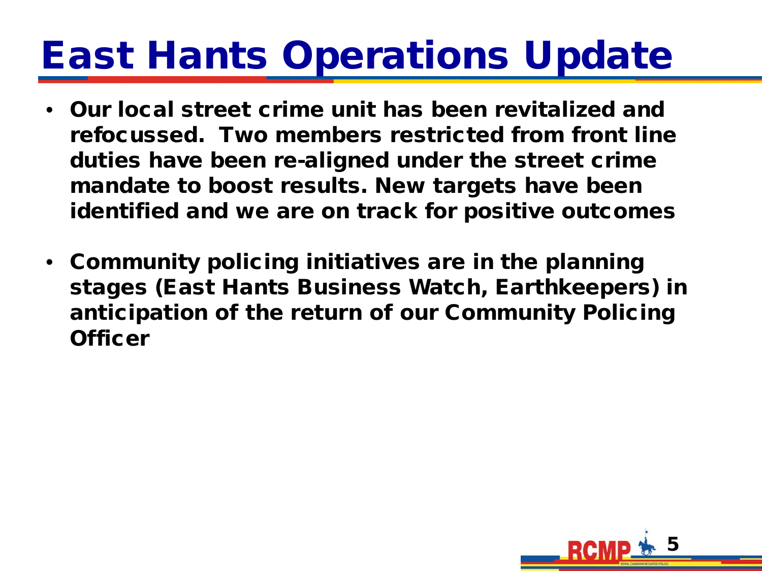# East Hants Operations Update

- **Our local street crime unit has been revitalized and refocussed. Two members restricted from front line duties have been re-aligned under the street crime mandate to boost results. New targets have been identified and we are on track for positive outcomes**

- **Community policing initiatives are in the planning stages (East Hants Business Watch, Earthkeepers) in anticipation of the return of our Community Policing Officer**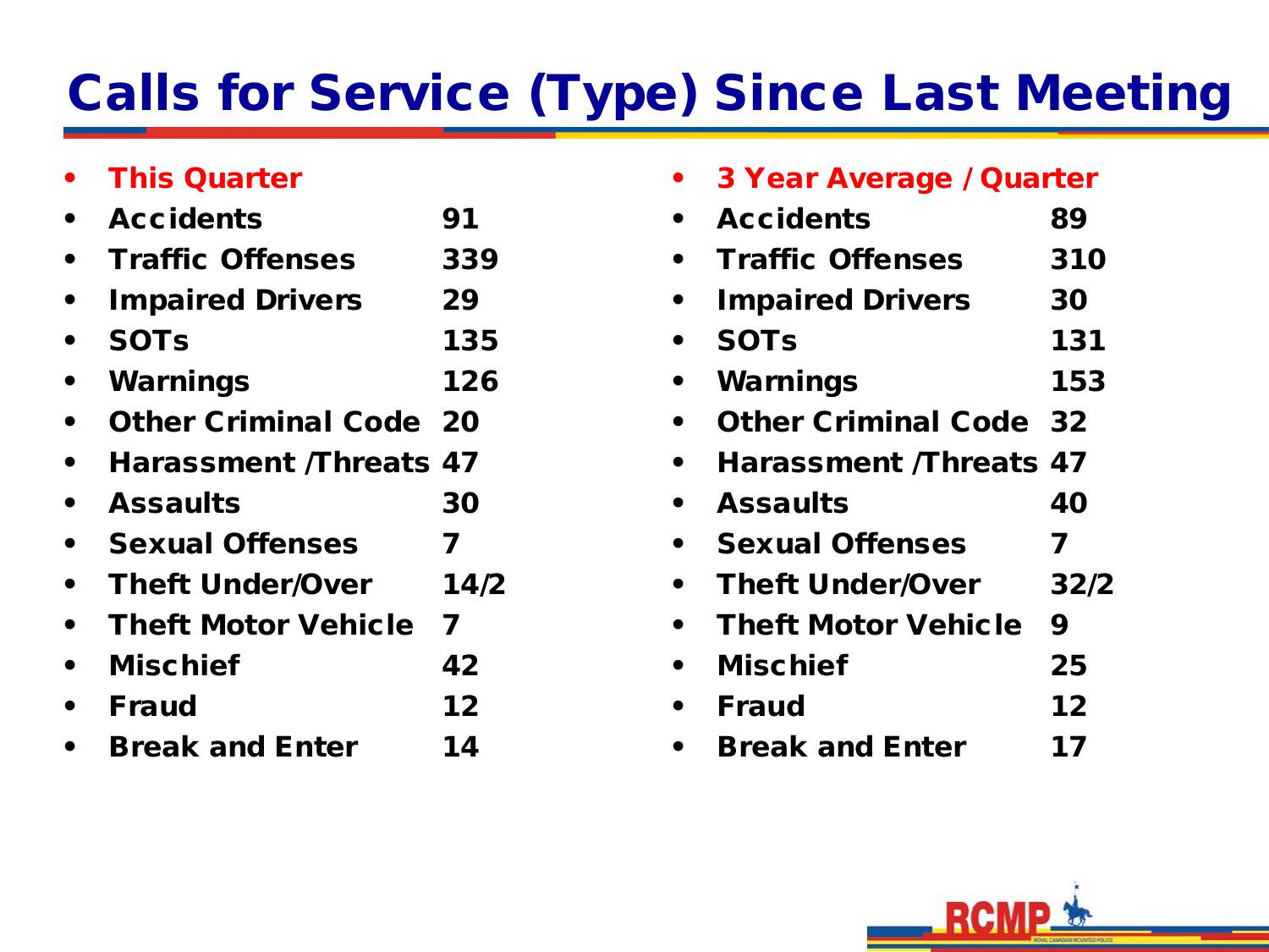# Calls for Service (Type) Since Last Meeting

- **This Quarter**
- **Accidents** 91
- **Traffic Offenses** 339
- **Impaired Drivers** 29
- **SOTs** 135
- **Warnings** 126
- **Other Criminal Code** 20
- **Harassment /Threats** 47
- **Assaults** 30
- **Sexual Offenses** 7
- **Theft Under/Over** 14/2
- **Theft Motor Vehicle** 7
- **Mischief** 42
- **Fraud** 12
- **Break and Enter** 14

- **3 Year Average / Quarter**
- **Accidents** 89
- **Traffic Offenses** 310
- **Impaired Drivers** 30
- **SOTs** 131
- **Warnings** 153
- **Other Criminal Code** 32
- **Harassment /Threats** 47
- **Assaults** 40
- **Sexual Offenses** 7
- **Theft Under/Over** 32/2
- **Theft Motor Vehicle** 9
- **Mischief** 25
- **Fraud** 12
- **Break and Enter** 17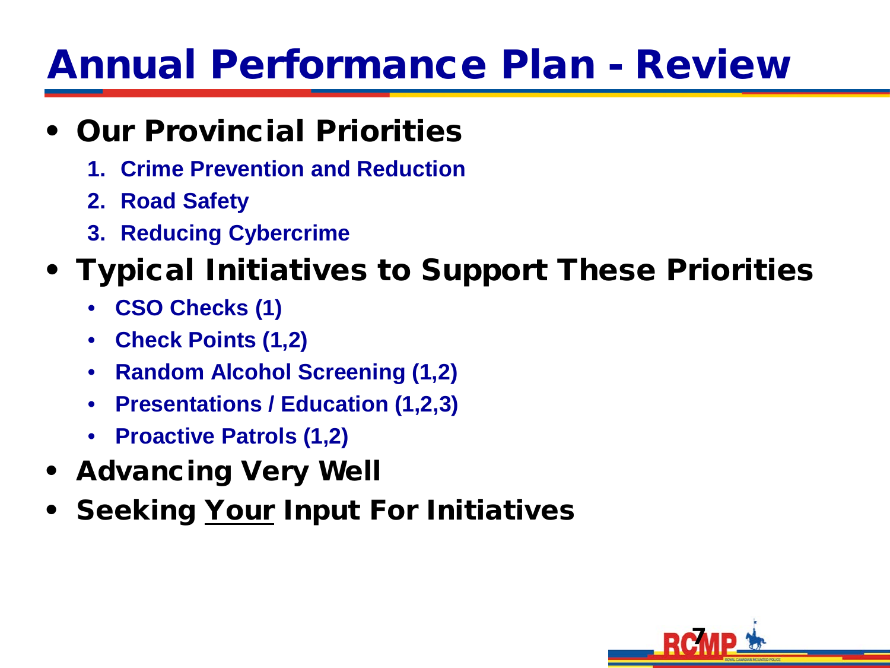# Annual Performance Plan - Review

- **Our Provincial Priorities**
  1. **Crime Prevention and Reduction**
  2. **Road Safety**
  3. **Reducing Cybercrime**
- **Typical Initiatives to Support These Priorities**
  - **CSO Checks (1)**
  - **Check Points (1,2)**
  - **Random Alcohol Screening (1,2)**
  - **Presentations / Education (1,2,3)**
  - **Proactive Patrols (1,2)**
- **Advancing Very Well**
- **Seeking Your Input For Initiatives**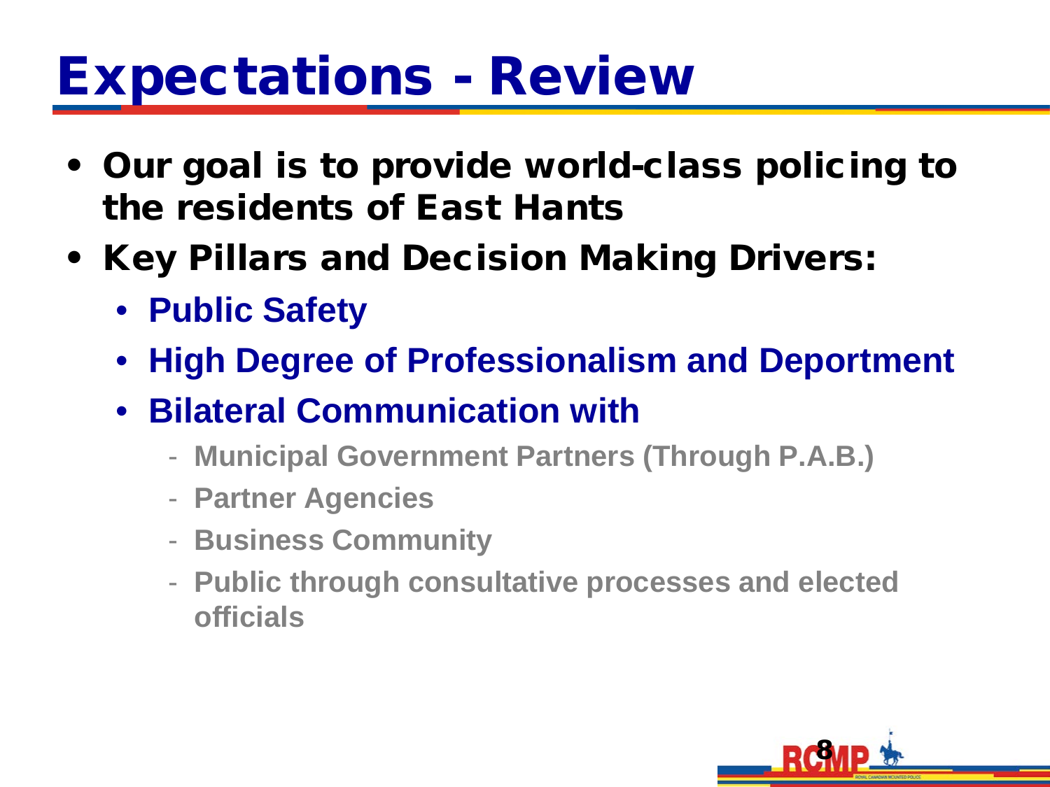# Expectations - Review

- Our goal is to provide world-class policing to the residents of East Hants
- Key Pillars and Decision Making Drivers:
  - **Public Safety**
  - **High Degree of Professionalism and Deportment**
  - **Bilateral Communication with**
    - **Municipal Government Partners (Through P.A.B.)**
    - **Partner Agencies**
    - **Business Community**
    - **Public through consultative processes and elected officials**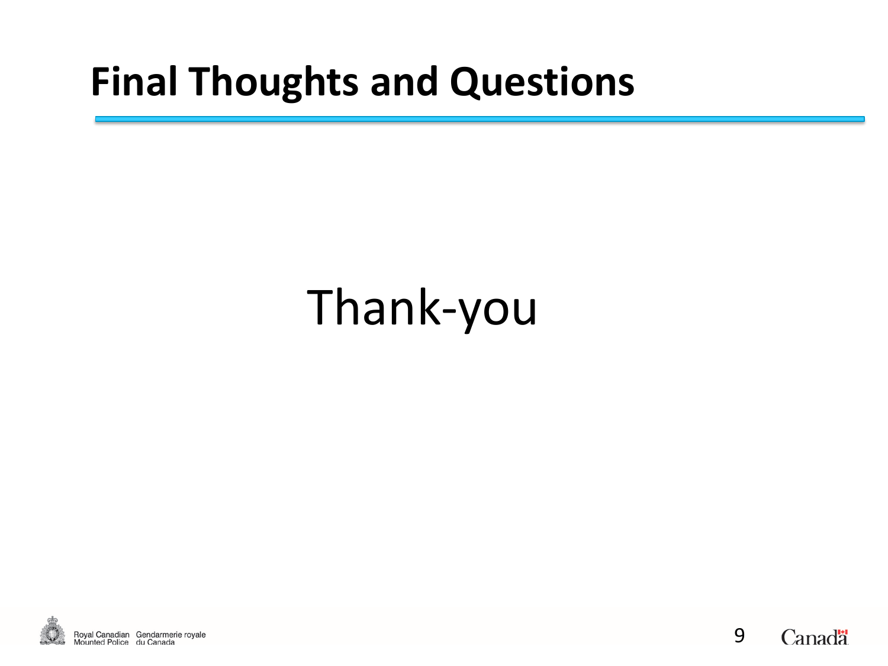# Final Thoughts and Questions

Thank-you